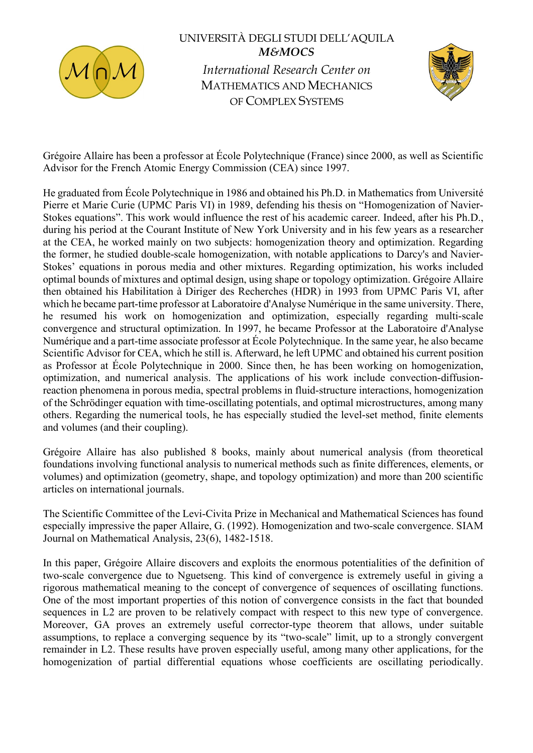UNIVERSITÀ DEGLI STUDI DELL'AQUILA

***M&MOCS***

*International Research Center on*

MATHEMATICS AND MECHANICS OF COMPLEX SYSTEMS

Grégoire Allaire has been a professor at École Polytechnique (France) since 2000, as well as Scientific Advisor for the French Atomic Energy Commission (CEA) since 1997.

He graduated from École Polytechnique in 1986 and obtained his Ph.D. in Mathematics from Université Pierre et Marie Curie (UPMC Paris VI) in 1989, defending his thesis on "Homogenization of Navier-Stokes equations". This work would influence the rest of his academic career. Indeed, after his Ph.D., during his period at the Courant Institute of New York University and in his few years as a researcher at the CEA, he worked mainly on two subjects: homogenization theory and optimization. Regarding the former, he studied double-scale homogenization, with notable applications to Darcy's and Navier-Stokes' equations in porous media and other mixtures. Regarding optimization, his works included optimal bounds of mixtures and optimal design, using shape or topology optimization. Grégoire Allaire then obtained his Habilitation à Diriger des Recherches (HDR) in 1993 from UPMC Paris VI, after which he became part-time professor at Laboratoire d'Analyse Numérique in the same university. There, he resumed his work on homogenization and optimization, especially regarding multi-scale convergence and structural optimization. In 1997, he became Professor at the Laboratoire d'Analyse Numérique and a part-time associate professor at École Polytechnique. In the same year, he also became Scientific Advisor for CEA, which he still is. Afterward, he left UPMC and obtained his current position as Professor at École Polytechnique in 2000. Since then, he has been working on homogenization, optimization, and numerical analysis. The applications of his work include convection-diffusion-reaction phenomena in porous media, spectral problems in fluid-structure interactions, homogenization of the Schrödinger equation with time-oscillating potentials, and optimal microstructures, among many others. Regarding the numerical tools, he has especially studied the level-set method, finite elements and volumes (and their coupling).

Grégoire Allaire has also published 8 books, mainly about numerical analysis (from theoretical foundations involving functional analysis to numerical methods such as finite differences, elements, or volumes) and optimization (geometry, shape, and topology optimization) and more than 200 scientific articles on international journals.

The Scientific Committee of the Levi-Civita Prize in Mechanical and Mathematical Sciences has found especially impressive the paper Allaire, G. (1992). Homogenization and two-scale convergence. SIAM Journal on Mathematical Analysis, 23(6), 1482-1518.

In this paper, Grégoire Allaire discovers and exploits the enormous potentialities of the definition of two-scale convergence due to Nguetseng. This kind of convergence is extremely useful in giving a rigorous mathematical meaning to the concept of convergence of sequences of oscillating functions. One of the most important properties of this notion of convergence consists in the fact that bounded sequences in L2 are proven to be relatively compact with respect to this new type of convergence. Moreover, GA proves an extremely useful corrector-type theorem that allows, under suitable assumptions, to replace a converging sequence by its "two-scale" limit, up to a strongly convergent remainder in L2. These results have proven especially useful, among many other applications, for the homogenization of partial differential equations whose coefficients are oscillating periodically.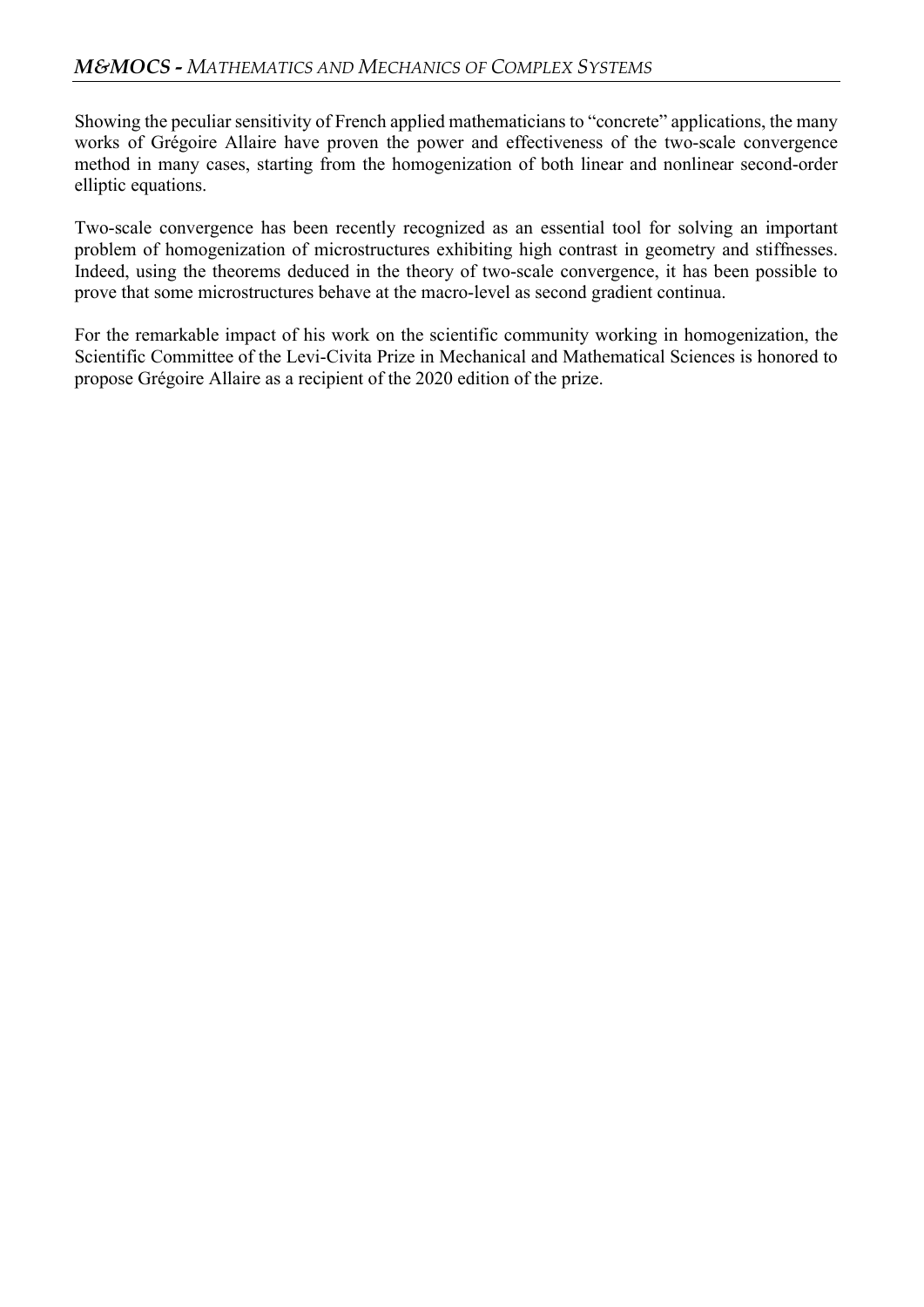Showing the peculiar sensitivity of French applied mathematicians to "concrete" applications, the many works of Grégoire Allaire have proven the power and effectiveness of the two-scale convergence method in many cases, starting from the homogenization of both linear and nonlinear second-order elliptic equations.

Two-scale convergence has been recently recognized as an essential tool for solving an important problem of homogenization of microstructures exhibiting high contrast in geometry and stiffnesses. Indeed, using the theorems deduced in the theory of two-scale convergence, it has been possible to prove that some microstructures behave at the macro-level as second gradient continua.

For the remarkable impact of his work on the scientific community working in homogenization, the Scientific Committee of the Levi-Civita Prize in Mechanical and Mathematical Sciences is honored to propose Grégoire Allaire as a recipient of the 2020 edition of the prize.